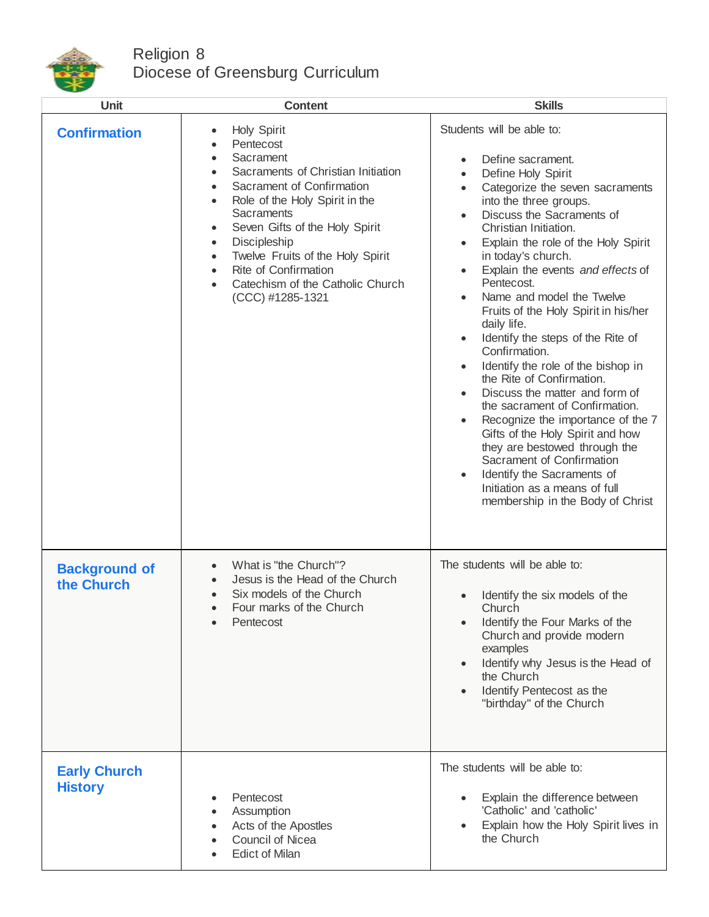# Religion 8
## Diocese of Greensburg Curriculum

| Unit | Content | Skills |
|---|---|---|
| **Confirmation** | • Holy Spirit<br>• Pentecost<br>• Sacrament<br>• Sacraments of Christian Initiation<br>• Sacrament of Confirmation<br>• Role of the Holy Spirit in the Sacraments<br>• Seven Gifts of the Holy Spirit<br>• Discipleship<br>• Twelve Fruits of the Holy Spirit<br>• Rite of Confirmation<br>• Catechism of the Catholic Church (CCC) #1285-1321 | Students will be able to:<br>• Define sacrament.<br>• Define Holy Spirit<br>• Categorize the seven sacraments into the three groups.<br>• Discuss the Sacraments of Christian Initiation.<br>• Explain the role of the Holy Spirit in today's church.<br>• Explain the events *and effects* of Pentecost.<br>• Name and model the Twelve Fruits of the Holy Spirit in his/her daily life.<br>• Identify the steps of the Rite of Confirmation.<br>• Identify the role of the bishop in the Rite of Confirmation.<br>• Discuss the matter and form of the sacrament of Confirmation.<br>• Recognize the importance of the 7 Gifts of the Holy Spirit and how they are bestowed through the Sacrament of Confirmation<br>• Identify the Sacraments of Initiation as a means of full membership in the Body of Christ |
| **Background of the Church** | • What is "the Church"?<br>• Jesus is the Head of the Church<br>• Six models of the Church<br>• Four marks of the Church<br>• Pentecost | The students will be able to:<br>• Identify the six models of the Church<br>• Identify the Four Marks of the Church and provide modern examples<br>• Identify why Jesus is the Head of the Church<br>• Identify Pentecost as the "birthday" of the Church |
| **Early Church History** | • Pentecost<br>• Assumption<br>• Acts of the Apostles<br>• Council of Nicea<br>• Edict of Milan | The students will be able to:<br>• Explain the difference between 'Catholic' and 'catholic'<br>• Explain how the Holy Spirit lives in the Church |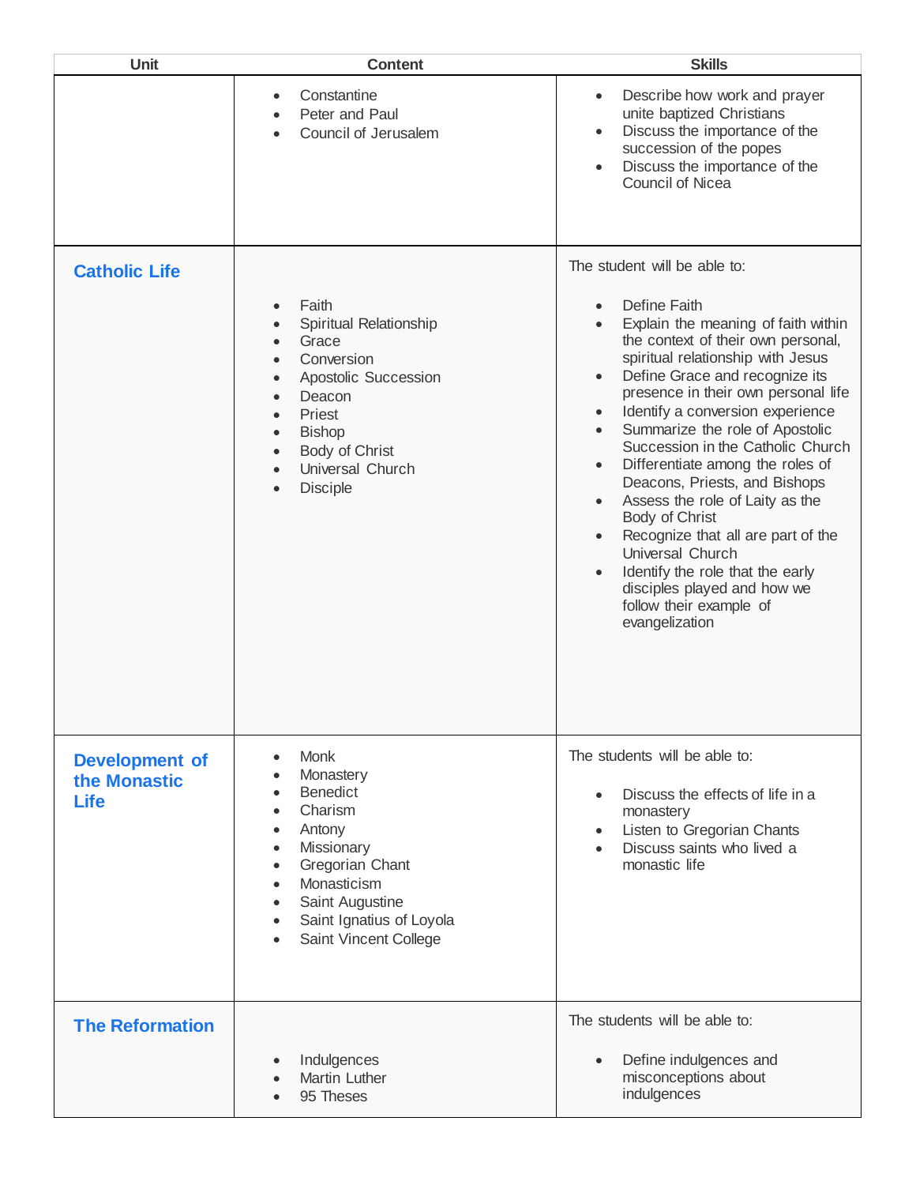| Unit | Content | Skills |
|---|---|---|
| | • Constantine<br>• Peter and Paul<br>• Council of Jerusalem | • Describe how work and prayer unite baptized Christians<br>• Discuss the importance of the succession of the popes<br>• Discuss the importance of the Council of Nicea |
| **Catholic Life** | • Faith<br>• Spiritual Relationship<br>• Grace<br>• Conversion<br>• Apostolic Succession<br>• Deacon<br>• Priest<br>• Bishop<br>• Body of Christ<br>• Universal Church<br>• Disciple | The student will be able to:<br>• Define Faith<br>• Explain the meaning of faith within the context of their own personal, spiritual relationship with Jesus<br>• Define Grace and recognize its presence in their own personal life<br>• Identify a conversion experience<br>• Summarize the role of Apostolic Succession in the Catholic Church<br>• Differentiate among the roles of Deacons, Priests, and Bishops<br>• Assess the role of Laity as the Body of Christ<br>• Recognize that all are part of the Universal Church<br>• Identify the role that the early disciples played and how we follow their example of evangelization |
| **Development of the Monastic Life** | • Monk<br>• Monastery<br>• Benedict<br>• Charism<br>• Antony<br>• Missionary<br>• Gregorian Chant<br>• Monasticism<br>• Saint Augustine<br>• Saint Ignatius of Loyola<br>• Saint Vincent College | The students will be able to:<br>• Discuss the effects of life in a monastery<br>• Listen to Gregorian Chants<br>• Discuss saints who lived a monastic life |
| **The Reformation** | • Indulgences<br>• Martin Luther<br>• 95 Theses | The students will be able to:<br>• Define indulgences and misconceptions about indulgences |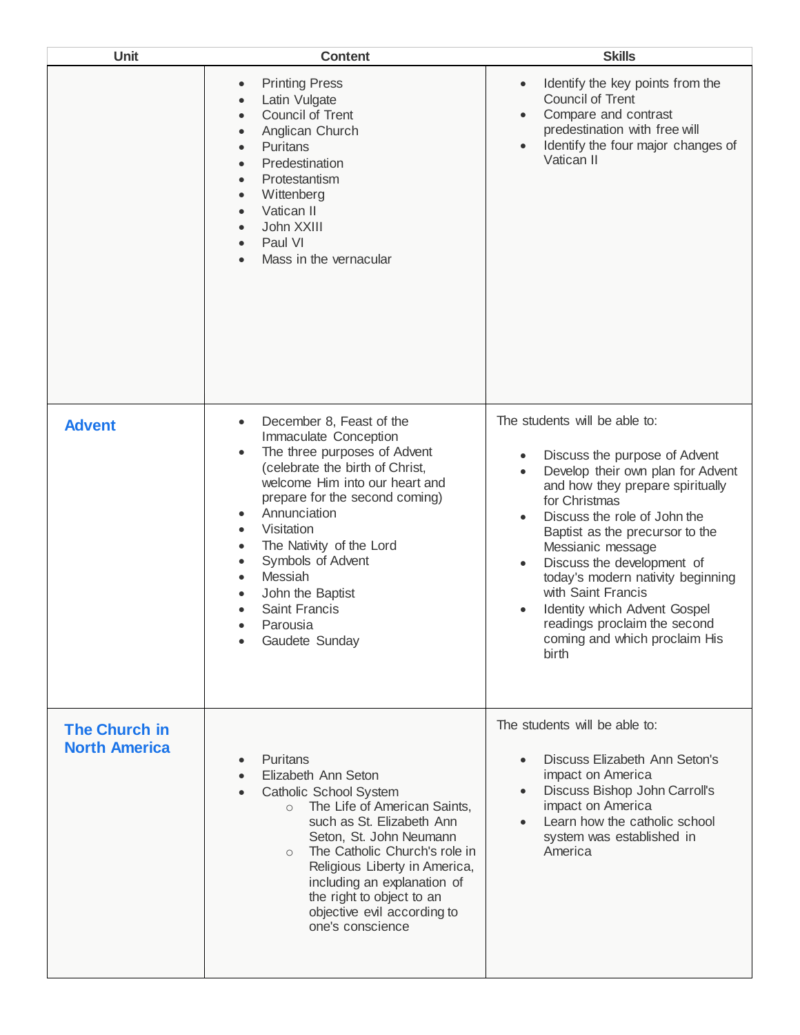| Unit | Content | Skills |
|---|---|---|
| | • Printing Press<br>• Latin Vulgate<br>• Council of Trent<br>• Anglican Church<br>• Puritans<br>• Predestination<br>• Protestantism<br>• Wittenberg<br>• Vatican II<br>• John XXIII<br>• Paul VI<br>• Mass in the vernacular | • Identify the key points from the Council of Trent<br>• Compare and contrast predestination with free will<br>• Identify the four major changes of Vatican II |
| **Advent** | • December 8, Feast of the Immaculate Conception<br>• The three purposes of Advent (celebrate the birth of Christ, welcome Him into our heart and prepare for the second coming)<br>• Annunciation<br>• Visitation<br>• The Nativity of the Lord<br>• Symbols of Advent<br>• Messiah<br>• John the Baptist<br>• Saint Francis<br>• Parousia<br>• Gaudete Sunday | The students will be able to:<br>• Discuss the purpose of Advent<br>• Develop their own plan for Advent and how they prepare spiritually for Christmas<br>• Discuss the role of John the Baptist as the precursor to the Messianic message<br>• Discuss the development of today's modern nativity beginning with Saint Francis<br>• Identity which Advent Gospel readings proclaim the second coming and which proclaim His birth |
| **The Church in North America** | • Puritans<br>• Elizabeth Ann Seton<br>• Catholic School System<br>&nbsp;&nbsp;&nbsp;&nbsp;○ The Life of American Saints, such as St. Elizabeth Ann Seton, St. John Neumann<br>&nbsp;&nbsp;&nbsp;&nbsp;○ The Catholic Church's role in Religious Liberty in America, including an explanation of the right to object to an objective evil according to one's conscience | The students will be able to:<br>• Discuss Elizabeth Ann Seton's impact on America<br>• Discuss Bishop John Carroll's impact on America<br>• Learn how the catholic school system was established in America |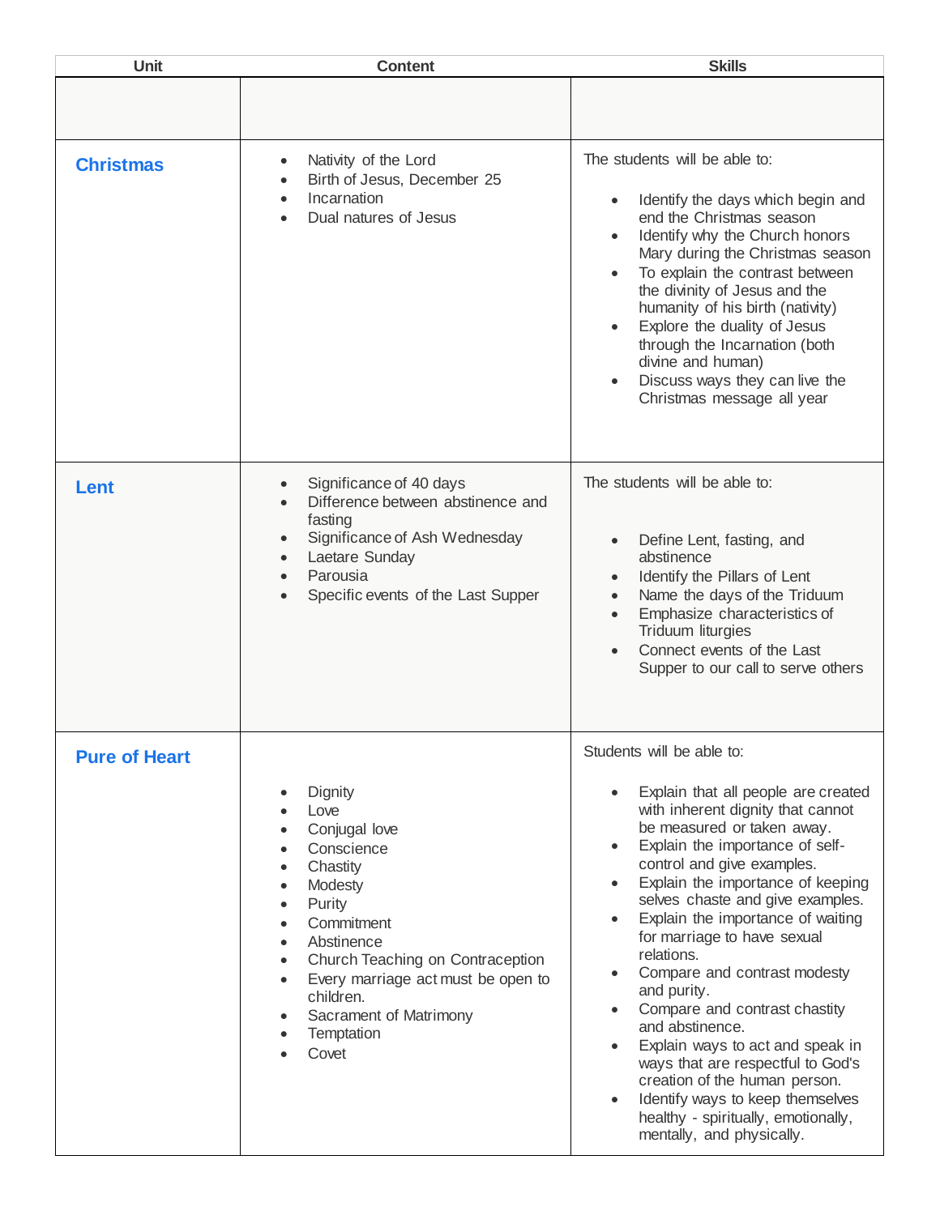| Unit | Content | Skills |
|---|---|---|
| | | |
| **Christmas** | • Nativity of the Lord<br>• Birth of Jesus, December 25<br>• Incarnation<br>• Dual natures of Jesus | The students will be able to:<br><br>• Identify the days which begin and end the Christmas season<br>• Identify why the Church honors Mary during the Christmas season<br>• To explain the contrast between the divinity of Jesus and the humanity of his birth (nativity)<br>• Explore the duality of Jesus through the Incarnation (both divine and human)<br>• Discuss ways they can live the Christmas message all year |
| **Lent** | • Significance of 40 days<br>• Difference between abstinence and fasting<br>• Significance of Ash Wednesday<br>• Laetare Sunday<br>• Parousia<br>• Specific events of the Last Supper | The students will be able to:<br><br>• Define Lent, fasting, and abstinence<br>• Identify the Pillars of Lent<br>• Name the days of the Triduum<br>• Emphasize characteristics of Triduum liturgies<br>• Connect events of the Last Supper to our call to serve others |
| **Pure of Heart** | • Dignity<br>• Love<br>• Conjugal love<br>• Conscience<br>• Chastity<br>• Modesty<br>• Purity<br>• Commitment<br>• Abstinence<br>• Church Teaching on Contraception<br>• Every marriage act must be open to children.<br>• Sacrament of Matrimony<br>• Temptation<br>• Covet | Students will be able to:<br><br>• Explain that all people are created with inherent dignity that cannot be measured or taken away.<br>• Explain the importance of self-control and give examples.<br>• Explain the importance of keeping selves chaste and give examples.<br>• Explain the importance of waiting for marriage to have sexual relations.<br>• Compare and contrast modesty and purity.<br>• Compare and contrast chastity and abstinence.<br>• Explain ways to act and speak in ways that are respectful to God's creation of the human person.<br>• Identify ways to keep themselves healthy - spiritually, emotionally, mentally, and physically. |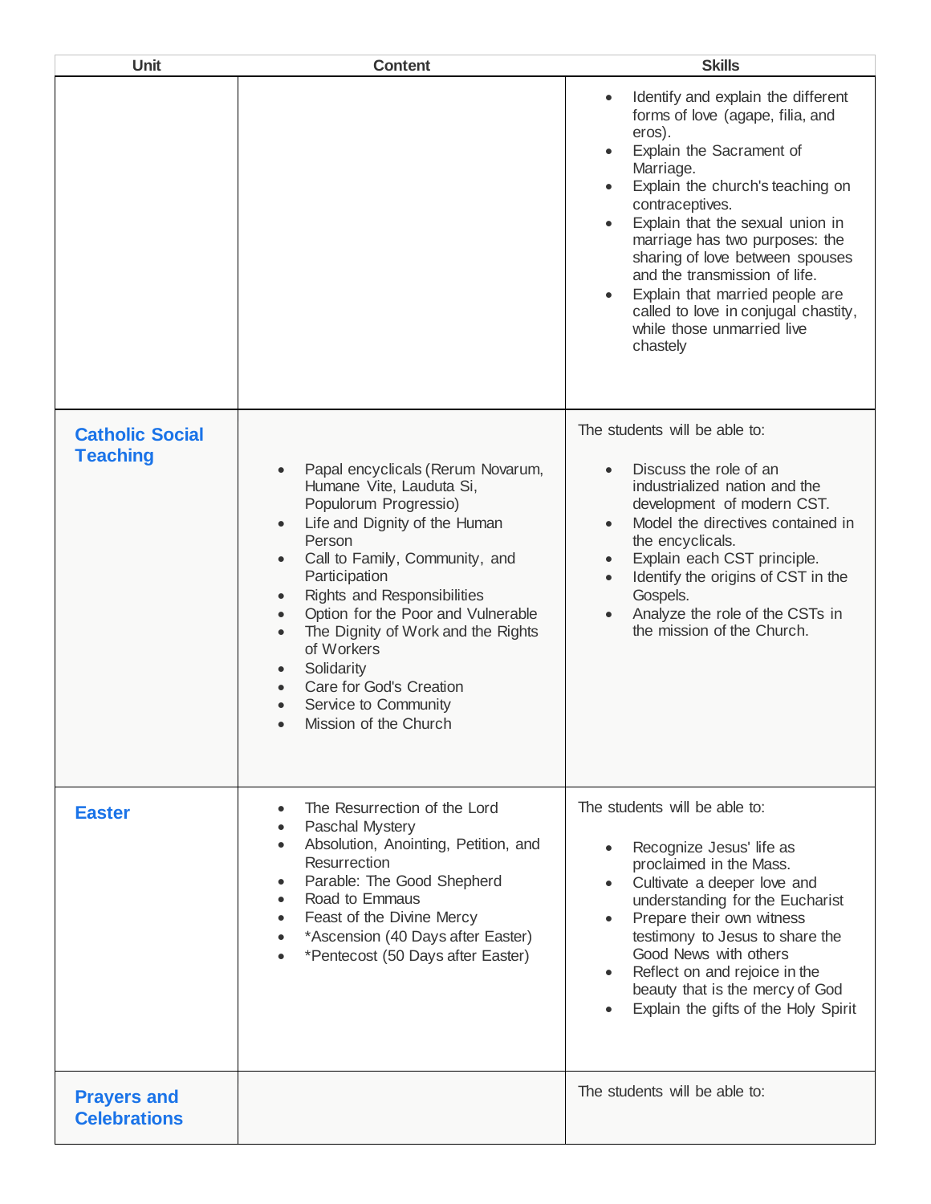| Unit | Content | Skills |
|---|---|---|
| | | • Identify and explain the different forms of love (agape, filia, and eros).<br>• Explain the Sacrament of Marriage.<br>• Explain the church's teaching on contraceptives.<br>• Explain that the sexual union in marriage has two purposes: the sharing of love between spouses and the transmission of life.<br>• Explain that married people are called to love in conjugal chastity, while those unmarried live chastely |
| **Catholic Social Teaching** | • Papal encyclicals (Rerum Novarum, Humane Vite, Lauduta Si, Populorum Progressio)<br>• Life and Dignity of the Human Person<br>• Call to Family, Community, and Participation<br>• Rights and Responsibilities<br>• Option for the Poor and Vulnerable<br>• The Dignity of Work and the Rights of Workers<br>• Solidarity<br>• Care for God's Creation<br>• Service to Community<br>• Mission of the Church | The students will be able to:<br><br>• Discuss the role of an industrialized nation and the development of modern CST.<br>• Model the directives contained in the encyclicals.<br>• Explain each CST principle.<br>• Identify the origins of CST in the Gospels.<br>• Analyze the role of the CSTs in the mission of the Church. |
| **Easter** | • The Resurrection of the Lord<br>• Paschal Mystery<br>• Absolution, Anointing, Petition, and Resurrection<br>• Parable: The Good Shepherd<br>• Road to Emmaus<br>• Feast of the Divine Mercy<br>• *Ascension (40 Days after Easter)<br>• *Pentecost (50 Days after Easter) | The students will be able to:<br><br>• Recognize Jesus' life as proclaimed in the Mass.<br>• Cultivate a deeper love and understanding for the Eucharist<br>• Prepare their own witness testimony to Jesus to share the Good News with others<br>• Reflect on and rejoice in the beauty that is the mercy of God<br>• Explain the gifts of the Holy Spirit |
| **Prayers and Celebrations** | | The students will be able to: |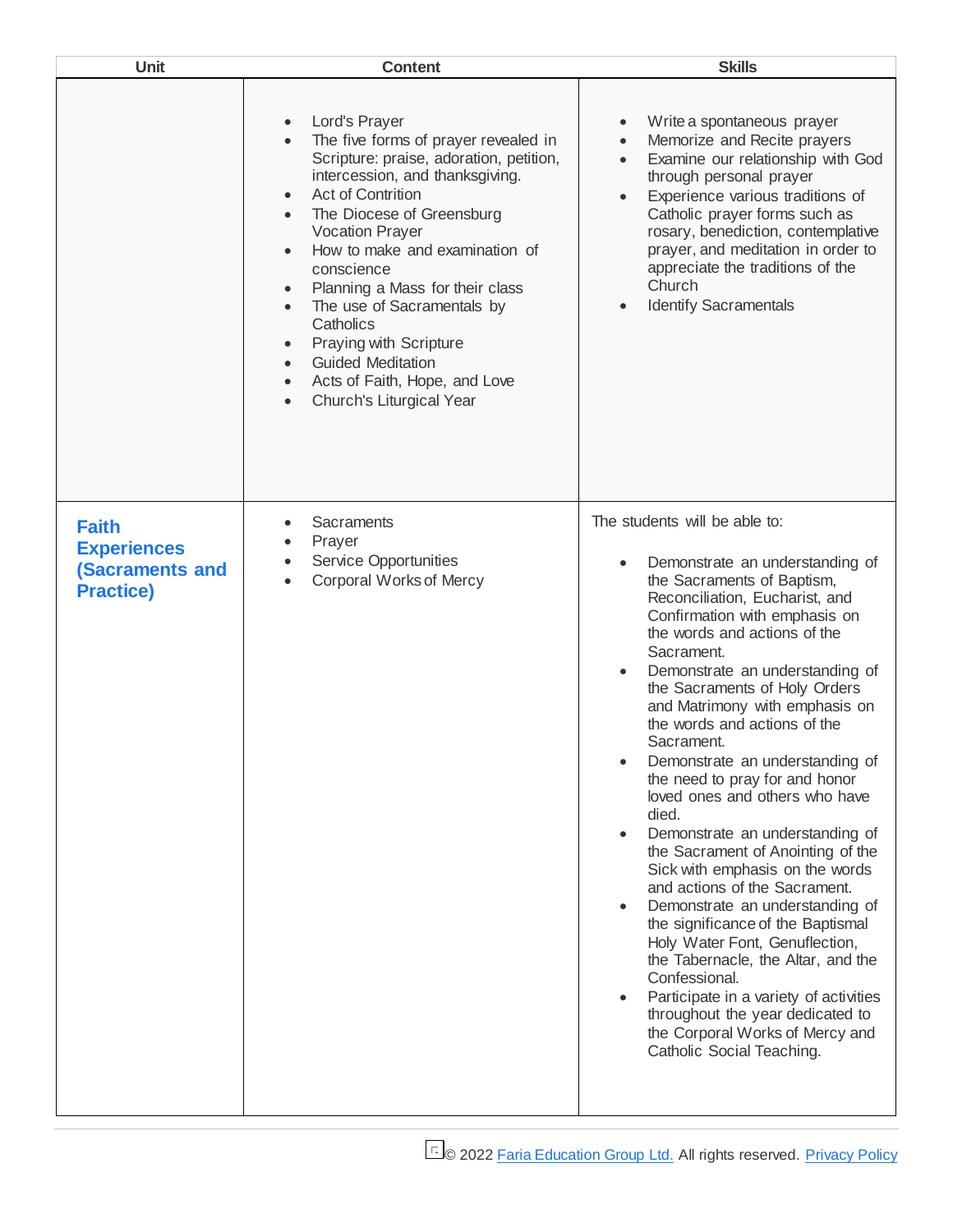| Unit | Content | Skills |
|---|---|---|
| | • Lord's Prayer<br>• The five forms of prayer revealed in Scripture: praise, adoration, petition, intercession, and thanksgiving.<br>• Act of Contrition<br>• The Diocese of Greensburg Vocation Prayer<br>• How to make and examination of conscience<br>• Planning a Mass for their class<br>• The use of Sacramentals by Catholics<br>• Praying with Scripture<br>• Guided Meditation<br>• Acts of Faith, Hope, and Love<br>• Church's Liturgical Year | • Write a spontaneous prayer<br>• Memorize and Recite prayers<br>• Examine our relationship with God through personal prayer<br>• Experience various traditions of Catholic prayer forms such as rosary, benediction, contemplative prayer, and meditation in order to appreciate the traditions of the Church<br>• Identify Sacramentals |
| **Faith Experiences (Sacraments and Practice)** | • Sacraments<br>• Prayer<br>• Service Opportunities<br>• Corporal Works of Mercy | The students will be able to:<br>• Demonstrate an understanding of the Sacraments of Baptism, Reconciliation, Eucharist, and Confirmation with emphasis on the words and actions of the Sacrament.<br>• Demonstrate an understanding of the Sacraments of Holy Orders and Matrimony with emphasis on the words and actions of the Sacrament.<br>• Demonstrate an understanding of the need to pray for and honor loved ones and others who have died.<br>• Demonstrate an understanding of the Sacrament of Anointing of the Sick with emphasis on the words and actions of the Sacrament.<br>• Demonstrate an understanding of the significance of the Baptismal Holy Water Font, Genuflection, the Tabernacle, the Altar, and the Confessional.<br>• Participate in a variety of activities throughout the year dedicated to the Corporal Works of Mercy and Catholic Social Teaching. |

© 2022 Faria Education Group Ltd. All rights reserved. Privacy Policy